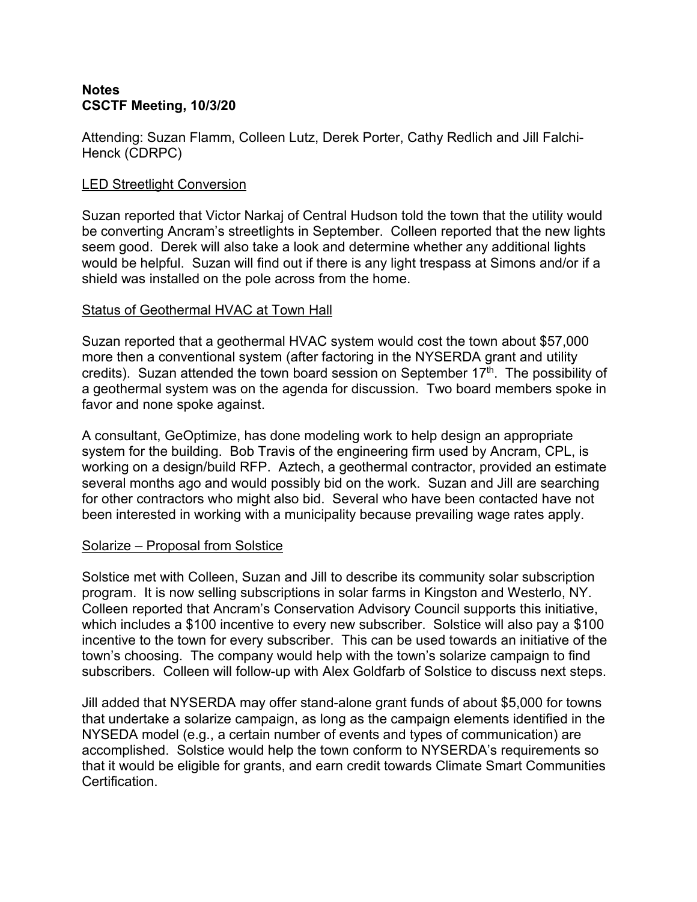**Notes**
**CSCTF Meeting, 10/3/20**

Attending: Suzan Flamm, Colleen Lutz, Derek Porter, Cathy Redlich and Jill Falchi-Henck (CDRPC)

<u>LED Streetlight Conversion</u>

Suzan reported that Victor Narkaj of Central Hudson told the town that the utility would be converting Ancram's streetlights in September. Colleen reported that the new lights seem good. Derek will also take a look and determine whether any additional lights would be helpful. Suzan will find out if there is any light trespass at Simons and/or if a shield was installed on the pole across from the home.

<u>Status of Geothermal HVAC at Town Hall</u>

Suzan reported that a geothermal HVAC system would cost the town about $57,000 more then a conventional system (after factoring in the NYSERDA grant and utility credits). Suzan attended the town board session on September 17th. The possibility of a geothermal system was on the agenda for discussion. Two board members spoke in favor and none spoke against.

A consultant, GeOptimize, has done modeling work to help design an appropriate system for the building. Bob Travis of the engineering firm used by Ancram, CPL, is working on a design/build RFP. Aztech, a geothermal contractor, provided an estimate several months ago and would possibly bid on the work. Suzan and Jill are searching for other contractors who might also bid. Several who have been contacted have not been interested in working with a municipality because prevailing wage rates apply.

<u>Solarize – Proposal from Solstice</u>

Solstice met with Colleen, Suzan and Jill to describe its community solar subscription program. It is now selling subscriptions in solar farms in Kingston and Westerlo, NY. Colleen reported that Ancram's Conservation Advisory Council supports this initiative, which includes a $100 incentive to every new subscriber. Solstice will also pay a $100 incentive to the town for every subscriber. This can be used towards an initiative of the town's choosing. The company would help with the town's solarize campaign to find subscribers. Colleen will follow-up with Alex Goldfarb of Solstice to discuss next steps.

Jill added that NYSERDA may offer stand-alone grant funds of about $5,000 for towns that undertake a solarize campaign, as long as the campaign elements identified in the NYSEDA model (e.g., a certain number of events and types of communication) are accomplished. Solstice would help the town conform to NYSERDA's requirements so that it would be eligible for grants, and earn credit towards Climate Smart Communities Certification.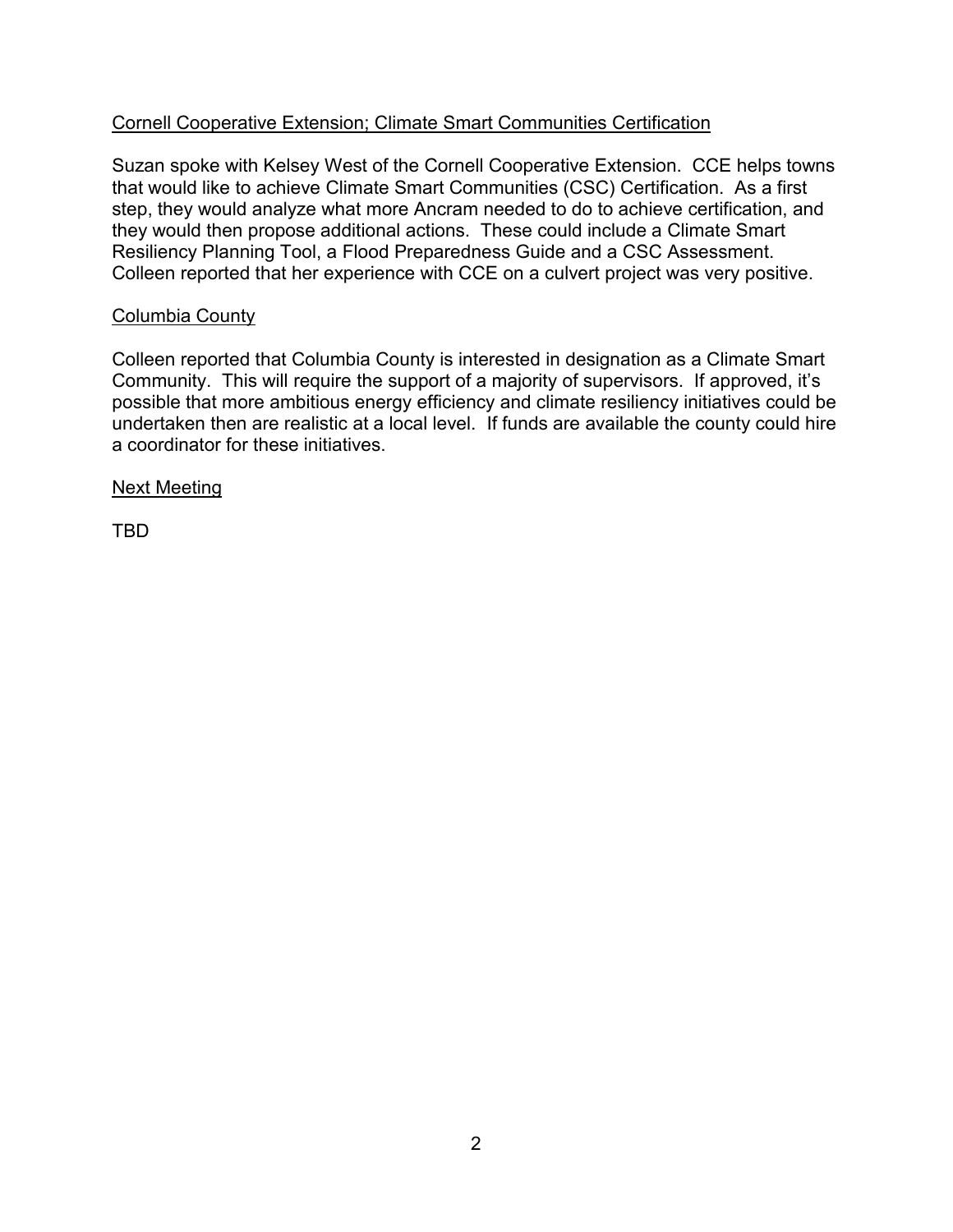## Cornell Cooperative Extension; Climate Smart Communities Certification

Suzan spoke with Kelsey West of the Cornell Cooperative Extension. CCE helps towns that would like to achieve Climate Smart Communities (CSC) Certification. As a first step, they would analyze what more Ancram needed to do to achieve certification, and they would then propose additional actions. These could include a Climate Smart Resiliency Planning Tool, a Flood Preparedness Guide and a CSC Assessment. Colleen reported that her experience with CCE on a culvert project was very positive.

## Columbia County

Colleen reported that Columbia County is interested in designation as a Climate Smart Community. This will require the support of a majority of supervisors. If approved, it's possible that more ambitious energy efficiency and climate resiliency initiatives could be undertaken then are realistic at a local level. If funds are available the county could hire a coordinator for these initiatives.

## Next Meeting

TBD